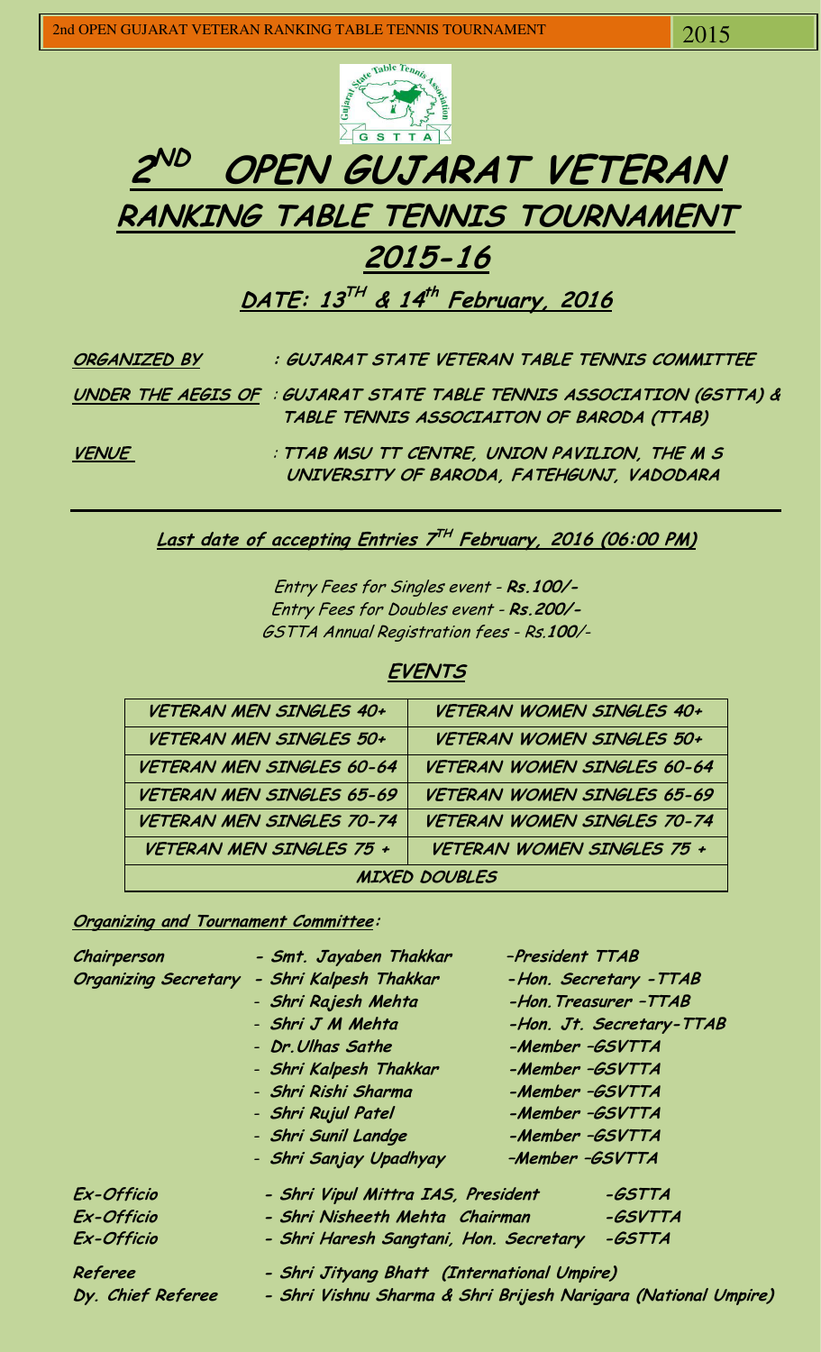# 2ND OPEN GUJARAT VETERAN RANKING TABLE TENNIS TOURNAMENT 2015-16

## DATE: 13TH & 14th February, 2016

**ORGANIZED BY** : GUJARAT STATE VETERAN TABLE TENNIS COMMITTEE

**UNDER THE AEGIS OF** : GUJARAT STATE TABLE TENNIS ASSOCIATION (GSTTA) & TABLE TENNIS ASSOCIAITON OF BARODA (TTAB)

**VENUE** : TTAB MSU TT CENTRE, UNION PAVILION, THE M S UNIVERSITY OF BARODA, FATEHGUNJ, VADODARA

---

**Last date of accepting Entries 7TH February, 2016 (06:00 PM)**

*Entry Fees for Singles event - **Rs.100/-***
*Entry Fees for Doubles event - **Rs.200/-***
*GSTTA Annual Registration fees - Rs.**100**/-*

## EVENTS

| VETERAN MEN SINGLES 40+ | VETERAN WOMEN SINGLES 40+ |
|---|---|
| VETERAN MEN SINGLES 50+ | VETERAN WOMEN SINGLES 50+ |
| VETERAN MEN SINGLES 60-64 | VETERAN WOMEN SINGLES 60-64 |
| VETERAN MEN SINGLES 65-69 | VETERAN WOMEN SINGLES 65-69 |
| VETERAN MEN SINGLES 70-74 | VETERAN WOMEN SINGLES 70-74 |
| VETERAN MEN SINGLES 75 + | VETERAN WOMEN SINGLES 75 + |
| MIXED DOUBLES | |

**Organizing and Tournament Committee:**

| | | |
|---|---|---|
| **Chairperson** | - Smt. Jayaben Thakkar | –President TTAB |
| **Organizing Secretary** | - Shri Kalpesh Thakkar | -Hon. Secretary -TTAB |
| | - Shri Rajesh Mehta | -Hon. Treasurer –TTAB |
| | - Shri J M Mehta | -Hon. Jt. Secretary-TTAB |
| | - Dr. Ulhas Sathe | -Member –GSVTTA |
| | - Shri Kalpesh Thakkar | -Member –GSVTTA |
| | - Shri Rishi Sharma | -Member –GSVTTA |
| | - Shri Rujul Patel | -Member –GSVTTA |
| | - Shri Sunil Landge | -Member –GSVTTA |
| | - Shri Sanjay Upadhyay | –Member –GSVTTA |
| **Ex-Officio** | - Shri Vipul Mittra IAS, President | -GSTTA |
| **Ex-Officio** | - Shri Nisheeth Mehta Chairman | -GSVTTA |
| **Ex-Officio** | - Shri Haresh Sangtani, Hon. Secretary | -GSTTA |
| **Referee** | - Shri Jityang Bhatt (International Umpire) | |
| **Dy. Chief Referee** | - Shri Vishnu Sharma & Shri Brijesh Narigara (National Umpire) | |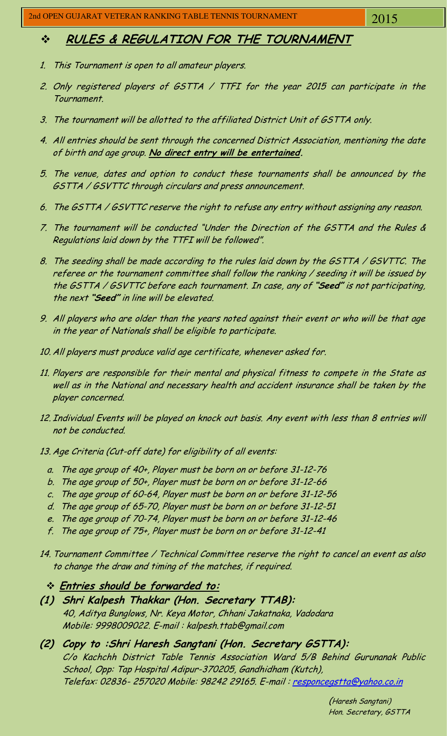## ❖ RULES & REGULATION FOR THE TOURNAMENT

1. This Tournament is open to all amateur players.
2. Only registered players of GSTTA / TTFI for the year 2015 can participate in the Tournament.
3. The tournament will be allotted to the affiliated District Unit of GSTTA only.
4. All entries should be sent through the concerned District Association, mentioning the date of birth and age group. **No direct entry will be entertained.**
5. The venue, dates and option to conduct these tournaments shall be announced by the GSTTA / GSVTTC through circulars and press announcement.
6. The GSTTA / GSVTTC reserve the right to refuse any entry without assigning any reason.
7. The tournament will be conducted "Under the Direction of the GSTTA and the Rules & Regulations laid down by the TTFI will be followed".
8. The seeding shall be made according to the rules laid down by the GSTTA / GSVTTC. The referee or the tournament committee shall follow the ranking / seeding it will be issued by the GSTTA / GSVTTC before each tournament. In case, any of **"Seed"** is not participating, the next **"Seed"** in line will be elevated.
9. All players who are older than the years noted against their event or who will be that age in the year of Nationals shall be eligible to participate.
10. All players must produce valid age certificate, whenever asked for.
11. Players are responsible for their mental and physical fitness to compete in the State as well as in the National and necessary health and accident insurance shall be taken by the player concerned.
12. Individual Events will be played on knock out basis. Any event with less than 8 entries will not be conducted.
13. Age Criteria (Cut-off date) for eligibility of all events:
    a. The age group of 40+, Player must be born on or before 31-12-76
    b. The age group of 50+, Player must be born on or before 31-12-66
    c. The age group of 60-64, Player must be born on or before 31-12-56
    d. The age group of 65-70, Player must be born on or before 31-12-51
    e. The age group of 70-74, Player must be born on or before 31-12-46
    f. The age group of 75+, Player must be born on or before 31-12-41
14. Tournament Committee / Technical Committee reserve the right to cancel an event as also to change the draw and timing of the matches, if required.

### ❖ Entries should be forwarded to:

**(1) Shri Kalpesh Thakkar (Hon. Secretary TTAB):**
40, Aditya Bunglows, Nr. Keya Motor, Chhani Jakatnaka, Vadodara
Mobile: 9998009022. E-mail : kalpesh.ttab@gmail.com

**(2) Copy to :Shri Haresh Sangtani (Hon. Secretary GSTTA):**
C/o Kachchh District Table Tennis Association Ward 5/B Behind Gurunanak Public School, Opp: Tap Hospital Adipur-370205, Gandhidham (Kutch),
Telefax: 02836- 257020 Mobile: 98242 29165. E-mail : responcegstta@yahoo.co.in

(Haresh Sangtani)
Hon. Secretary, GSTTA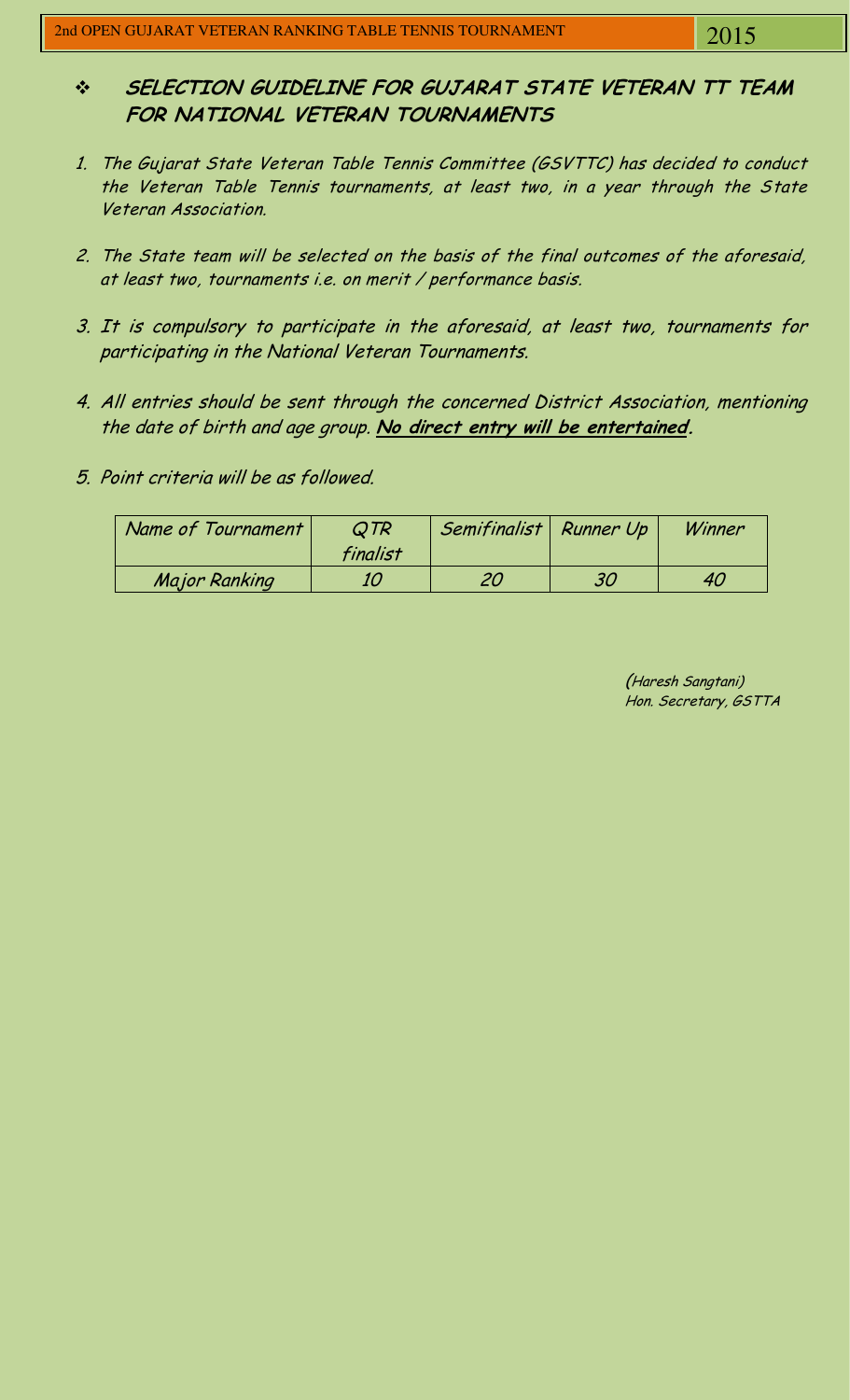## ❖ SELECTION GUIDELINE FOR GUJARAT STATE VETERAN TT TEAM FOR NATIONAL VETERAN TOURNAMENTS

1. The Gujarat State Veteran Table Tennis Committee (GSVTTC) has decided to conduct the Veteran Table Tennis tournaments, at least two, in a year through the State Veteran Association.

2. The State team will be selected on the basis of the final outcomes of the aforesaid, at least two, tournaments i.e. on merit / performance basis.

3. It is compulsory to participate in the aforesaid, at least two, tournaments for participating in the National Veteran Tournaments.

4. All entries should be sent through the concerned District Association, mentioning the date of birth and age group. **No direct entry will be entertained.**

5. Point criteria will be as followed.

| Name of Tournament | QTR finalist | Semifinalist | Runner Up | Winner |
|---|---|---|---|---|
| Major Ranking | 10 | 20 | 30 | 40 |

(Haresh Sangtani)
Hon. Secretary, GSTTA